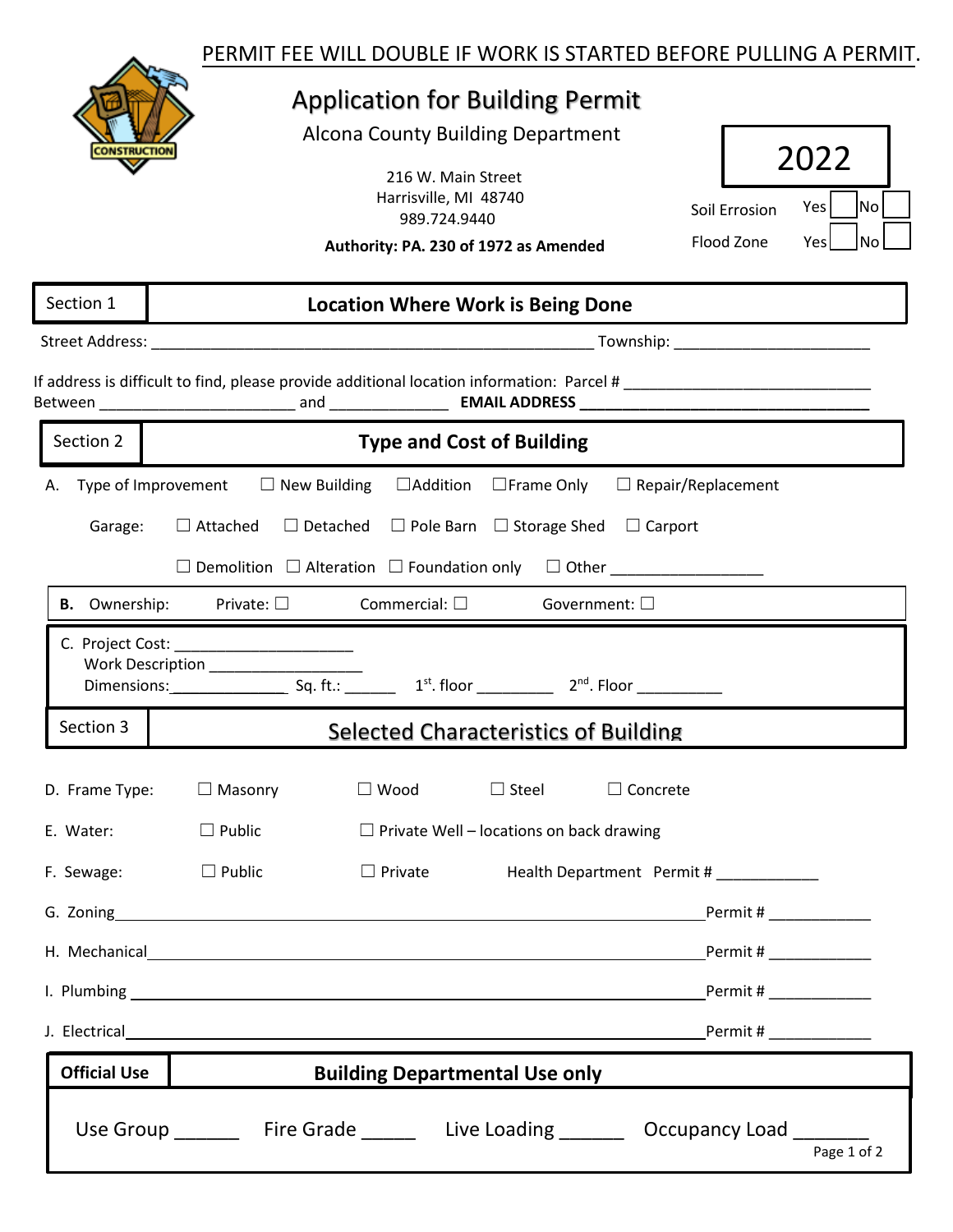PERMIT FEE WILL DOUBLE IF WORK IS STARTED BEFORE PULLING A PERMIT.

# Application for Building Permit

Alcona County Building Department

216 W. Main Street
Harrisville, MI 48740
989.724.9440

**Authority: PA. 230 of 1972 as Amended**

**2022**

Soil Errosion Yes ☐ No ☐

Flood Zone Yes ☐ No ☐

## Section 1 — Location Where Work is Being Done

Street Address: ______________________________________________ Township: ____________________

If address is difficult to find, please provide additional location information: Parcel # _________________________
Between ____________________ and ____________ **EMAIL ADDRESS** ______________________________

## Section 2 — Type and Cost of Building

A. Type of Improvement ☐ New Building ☐Addition ☐Frame Only ☐ Repair/Replacement

Garage: ☐ Attached ☐ Detached ☐ Pole Barn ☐ Storage Shed ☐ Carport

☐ Demolition ☐ Alteration ☐ Foundation only ☐ Other _______________

**B.** Ownership: Private: ☐ Commercial: ☐ Government: ☐

C. Project Cost: __________________
Work Description ________________
Dimensions:____________ Sq. ft.: _____ 1st. floor ________ 2nd. Floor _________

## Section 3 — Selected Characteristics of Building

D. Frame Type: ☐ Masonry ☐ Wood ☐ Steel ☐ Concrete

E. Water: ☐ Public ☐ Private Well – locations on back drawing

F. Sewage: ☐ Public ☐ Private Health Department Permit # ___________

G. Zoning ____________________________________________________________ Permit # ___________

H. Mechanical ________________________________________________________ Permit # ___________

I. Plumbing __________________________________________________________ Permit # ___________

J. Electrical _________________________________________________________ Permit # ___________

## Official Use — Building Departmental Use only

Use Group ______ Fire Grade _____ Live Loading ______ Occupancy Load _______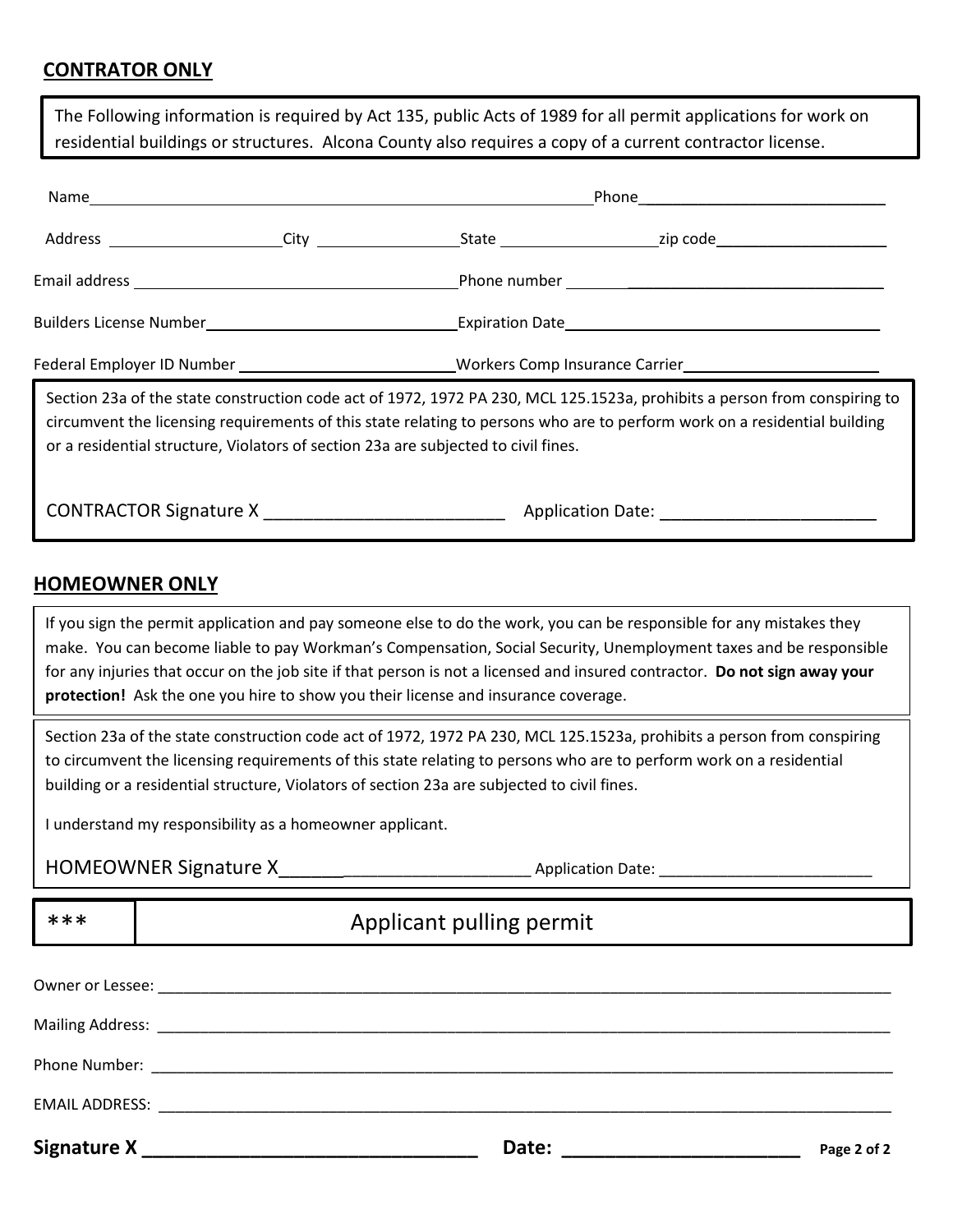## CONTRATOR ONLY

The Following information is required by Act 135, public Acts of 1989 for all permit applications for work on residential buildings or structures. Alcona County also requires a copy of a current contractor license.

Name________________________________________________________Phone____________________________

Address ____________________City _________________State ___________________zip code____________________

Email address ________________________________________Phone number ________________________________

Builders License Number______________________________Expiration Date______________________________________

Federal Employer ID Number _________________________Workers Comp Insurance Carrier_______________________

Section 23a of the state construction code act of 1972, 1972 PA 230, MCL 125.1523a, prohibits a person from conspiring to circumvent the licensing requirements of this state relating to persons who are to perform work on a residential building or a residential structure, Violators of section 23a are subjected to civil fines.

CONTRACTOR Signature X _________________________ Application Date: ______________________

## HOMEOWNER ONLY

If you sign the permit application and pay someone else to do the work, you can be responsible for any mistakes they make. You can become liable to pay Workman's Compensation, Social Security, Unemployment taxes and be responsible for any injuries that occur on the job site if that person is not a licensed and insured contractor. **Do not sign away your protection!** Ask the one you hire to show you their license and insurance coverage.

Section 23a of the state construction code act of 1972, 1972 PA 230, MCL 125.1523a, prohibits a person from conspiring to circumvent the licensing requirements of this state relating to persons who are to perform work on a residential building or a residential structure, Violators of section 23a are subjected to civil fines.

I understand my responsibility as a homeowner applicant.

HOMEOWNER Signature X__________________________ Application Date: ________________________

| *** | Applicant pulling permit |
|---|---|

Owner or Lessee: _______________________________________________________________________________________

Mailing Address: _______________________________________________________________________________________

Phone Number: _________________________________________________________________________________________

EMAIL ADDRESS: ________________________________________________________________________________________

**Signature X ______________________________ Date: ______________________**